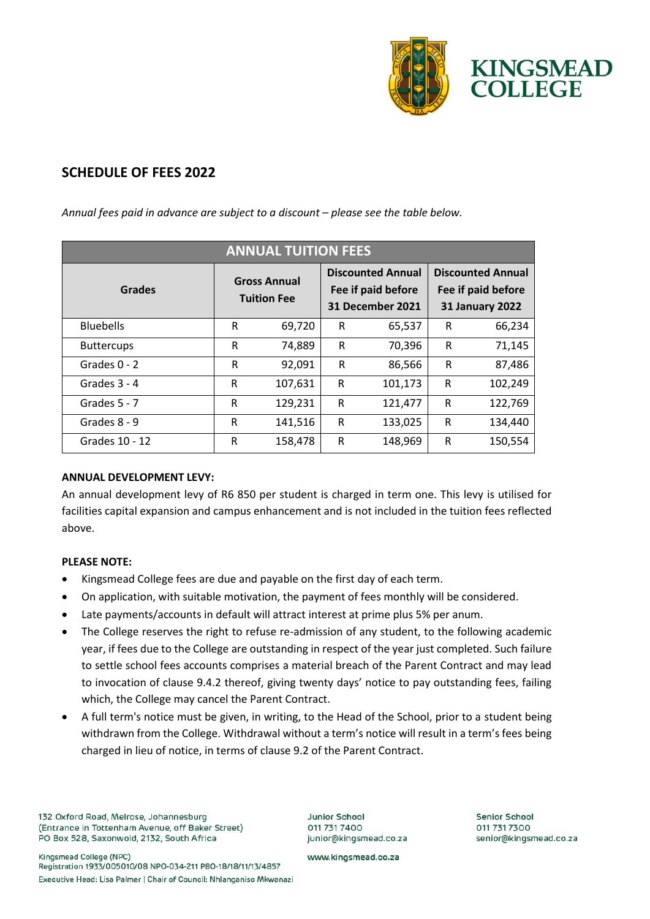KINGSMEAD COLLEGE

## SCHEDULE OF FEES 2022

*Annual fees paid in advance are subject to a discount – please see the table below.*

| ANNUAL TUITION FEES | | | |
|---|---|---|---|
| **Grades** | **Gross Annual Tuition Fee** | **Discounted Annual Fee if paid before 31 December 2021** | **Discounted Annual Fee if paid before 31 January 2022** |
| Bluebells | R 69,720 | R 65,537 | R 66,234 |
| Buttercups | R 74,889 | R 70,396 | R 71,145 |
| Grades 0 - 2 | R 92,091 | R 86,566 | R 87,486 |
| Grades 3 - 4 | R 107,631 | R 101,173 | R 102,249 |
| Grades 5 - 7 | R 129,231 | R 121,477 | R 122,769 |
| Grades 8 - 9 | R 141,516 | R 133,025 | R 134,440 |
| Grades 10 - 12 | R 158,478 | R 148,969 | R 150,554 |

**ANNUAL DEVELOPMENT LEVY:**

An annual development levy of R6 850 per student is charged in term one. This levy is utilised for facilities capital expansion and campus enhancement and is not included in the tuition fees reflected above.

**PLEASE NOTE:**

- Kingsmead College fees are due and payable on the first day of each term.
- On application, with suitable motivation, the payment of fees monthly will be considered.
- Late payments/accounts in default will attract interest at prime plus 5% per anum.
- The College reserves the right to refuse re-admission of any student, to the following academic year, if fees due to the College are outstanding in respect of the year just completed. Such failure to settle school fees accounts comprises a material breach of the Parent Contract and may lead to invocation of clause 9.4.2 thereof, giving twenty days' notice to pay outstanding fees, failing which, the College may cancel the Parent Contract.
- A full term's notice must be given, in writing, to the Head of the School, prior to a student being withdrawn from the College. Withdrawal without a term's notice will result in a term's fees being charged in lieu of notice, in terms of clause 9.2 of the Parent Contract.

132 Oxford Road, Melrose, Johannesburg
(Entrance in Tottenham Avenue, off Baker Street)
PO Box 528, Saxonwold, 2132, South Africa

Kingsmead College (NPC)
Registration 1933/005010/08 NPO-034-211 PBO-18/18/11/13/4857
Executive Head: Lisa Palmer | Chair of Council: Nhlanganiso Mkwanazi

Junior School
011 731 7400
junior@kingsmead.co.za

www.kingsmead.co.za

Senior School
011 731 7300
senior@kingsmead.co.za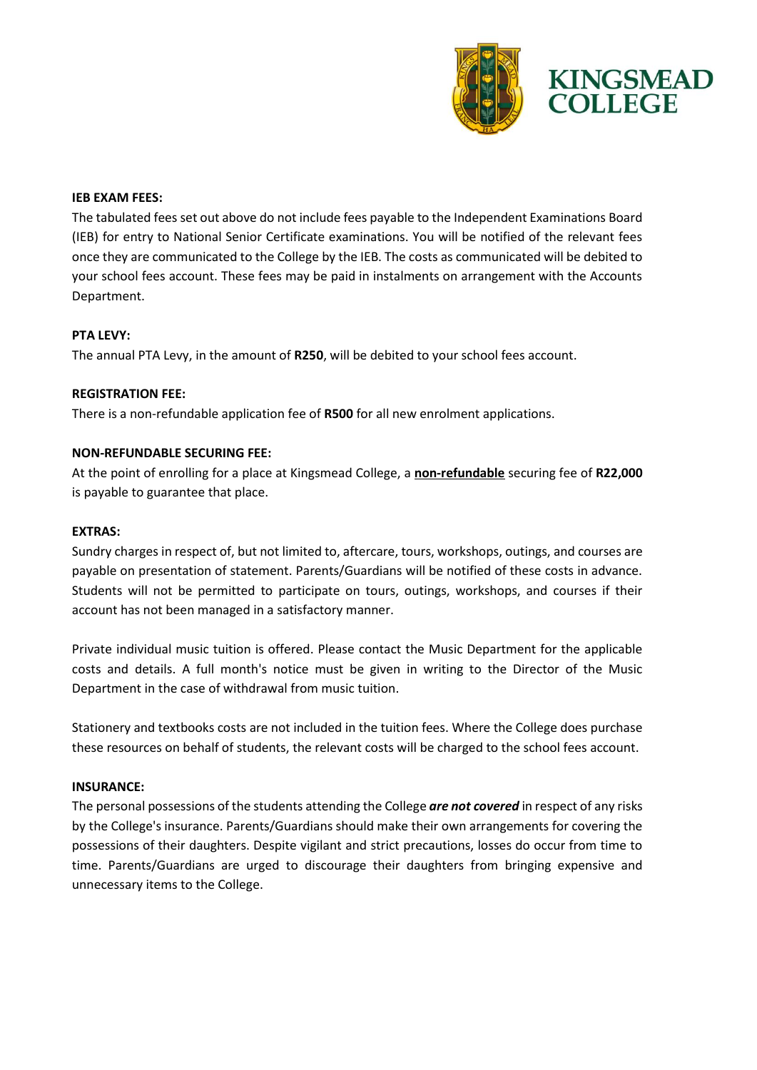**IEB EXAM FEES:**

The tabulated fees set out above do not include fees payable to the Independent Examinations Board (IEB) for entry to National Senior Certificate examinations. You will be notified of the relevant fees once they are communicated to the College by the IEB. The costs as communicated will be debited to your school fees account. These fees may be paid in instalments on arrangement with the Accounts Department.

**PTA LEVY:**

The annual PTA Levy, in the amount of **R250**, will be debited to your school fees account.

**REGISTRATION FEE:**

There is a non-refundable application fee of **R500** for all new enrolment applications.

**NON-REFUNDABLE SECURING FEE:**

At the point of enrolling for a place at Kingsmead College, a **non-refundable** securing fee of **R22,000** is payable to guarantee that place.

**EXTRAS:**

Sundry charges in respect of, but not limited to, aftercare, tours, workshops, outings, and courses are payable on presentation of statement. Parents/Guardians will be notified of these costs in advance. Students will not be permitted to participate on tours, outings, workshops, and courses if their account has not been managed in a satisfactory manner.

Private individual music tuition is offered. Please contact the Music Department for the applicable costs and details. A full month's notice must be given in writing to the Director of the Music Department in the case of withdrawal from music tuition.

Stationery and textbooks costs are not included in the tuition fees. Where the College does purchase these resources on behalf of students, the relevant costs will be charged to the school fees account.

**INSURANCE:**

The personal possessions of the students attending the College ***are not covered*** in respect of any risks by the College's insurance. Parents/Guardians should make their own arrangements for covering the possessions of their daughters. Despite vigilant and strict precautions, losses do occur from time to time. Parents/Guardians are urged to discourage their daughters from bringing expensive and unnecessary items to the College.